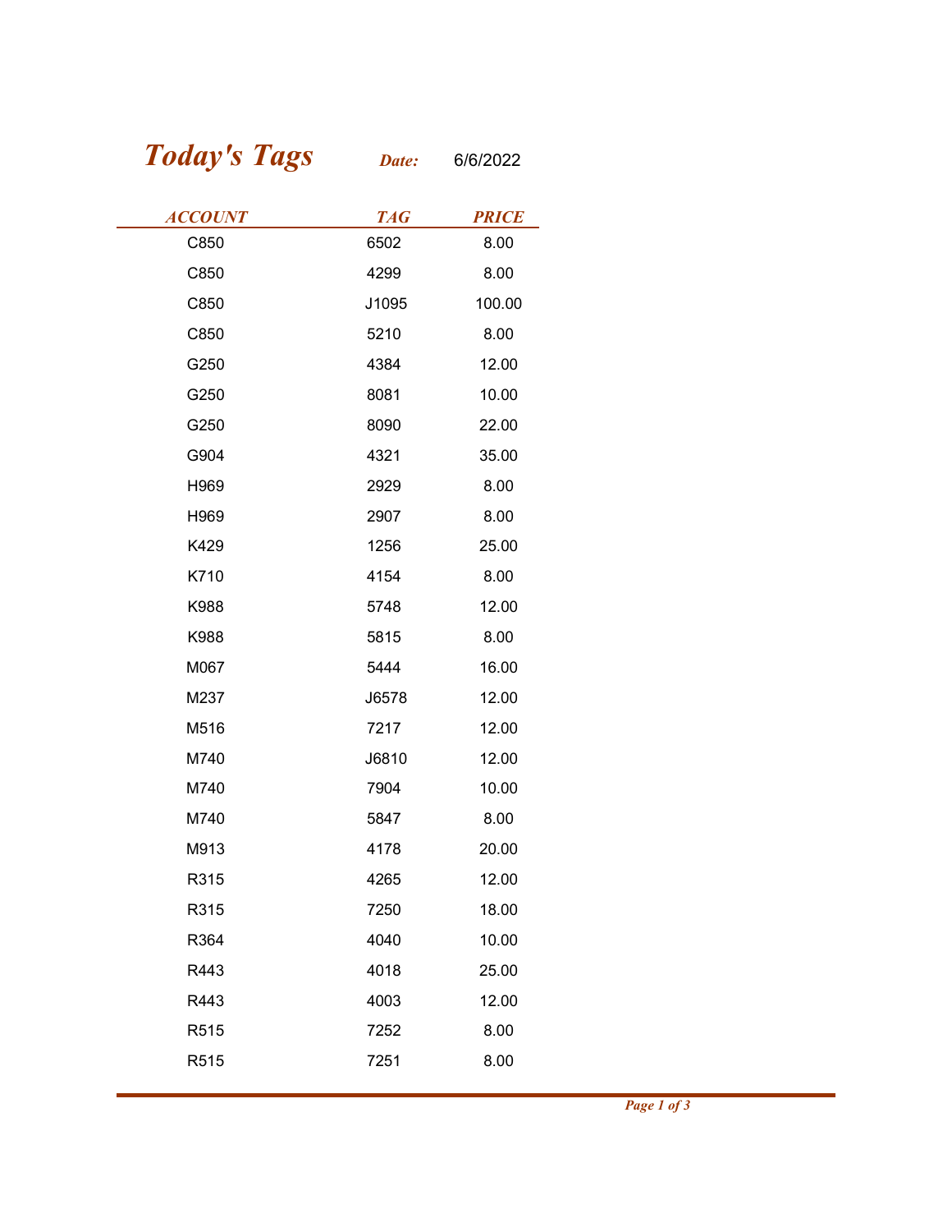# *Today's Tags*

***Date:*** 6/6/2022

| ACCOUNT | TAG | PRICE |
|---|---|---|
| C850 | 6502 | 8.00 |
| C850 | 4299 | 8.00 |
| C850 | J1095 | 100.00 |
| C850 | 5210 | 8.00 |
| G250 | 4384 | 12.00 |
| G250 | 8081 | 10.00 |
| G250 | 8090 | 22.00 |
| G904 | 4321 | 35.00 |
| H969 | 2929 | 8.00 |
| H969 | 2907 | 8.00 |
| K429 | 1256 | 25.00 |
| K710 | 4154 | 8.00 |
| K988 | 5748 | 12.00 |
| K988 | 5815 | 8.00 |
| M067 | 5444 | 16.00 |
| M237 | J6578 | 12.00 |
| M516 | 7217 | 12.00 |
| M740 | J6810 | 12.00 |
| M740 | 7904 | 10.00 |
| M740 | 5847 | 8.00 |
| M913 | 4178 | 20.00 |
| R315 | 4265 | 12.00 |
| R315 | 7250 | 18.00 |
| R364 | 4040 | 10.00 |
| R443 | 4018 | 25.00 |
| R443 | 4003 | 12.00 |
| R515 | 7252 | 8.00 |
| R515 | 7251 | 8.00 |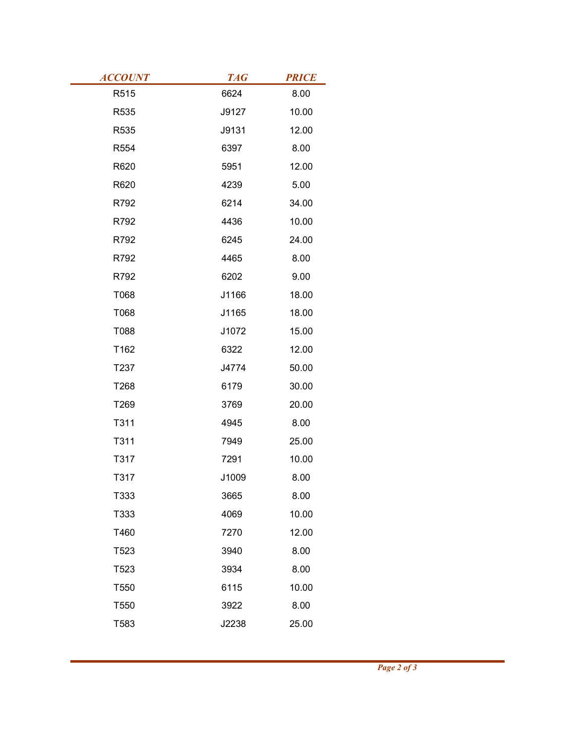| *ACCOUNT* | *TAG* | *PRICE* |
|---|---|---|
| R515 | 6624 | 8.00 |
| R535 | J9127 | 10.00 |
| R535 | J9131 | 12.00 |
| R554 | 6397 | 8.00 |
| R620 | 5951 | 12.00 |
| R620 | 4239 | 5.00 |
| R792 | 6214 | 34.00 |
| R792 | 4436 | 10.00 |
| R792 | 6245 | 24.00 |
| R792 | 4465 | 8.00 |
| R792 | 6202 | 9.00 |
| T068 | J1166 | 18.00 |
| T068 | J1165 | 18.00 |
| T088 | J1072 | 15.00 |
| T162 | 6322 | 12.00 |
| T237 | J4774 | 50.00 |
| T268 | 6179 | 30.00 |
| T269 | 3769 | 20.00 |
| T311 | 4945 | 8.00 |
| T311 | 7949 | 25.00 |
| T317 | 7291 | 10.00 |
| T317 | J1009 | 8.00 |
| T333 | 3665 | 8.00 |
| T333 | 4069 | 10.00 |
| T460 | 7270 | 12.00 |
| T523 | 3940 | 8.00 |
| T523 | 3934 | 8.00 |
| T550 | 6115 | 10.00 |
| T550 | 3922 | 8.00 |
| T583 | J2238 | 25.00 |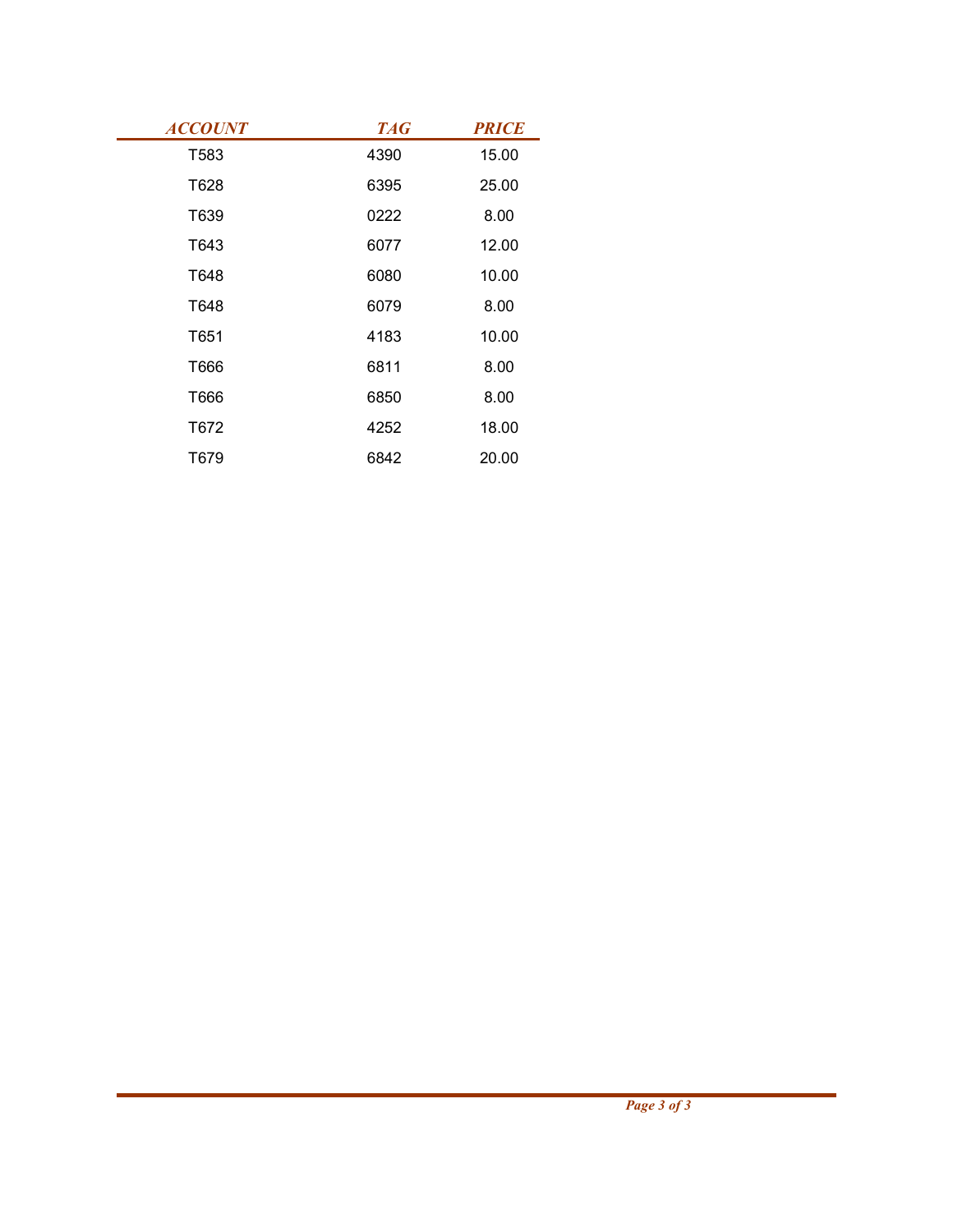| ACCOUNT | TAG | PRICE |
|---|---|---|
| T583 | 4390 | 15.00 |
| T628 | 6395 | 25.00 |
| T639 | 0222 | 8.00 |
| T643 | 6077 | 12.00 |
| T648 | 6080 | 10.00 |
| T648 | 6079 | 8.00 |
| T651 | 4183 | 10.00 |
| T666 | 6811 | 8.00 |
| T666 | 6850 | 8.00 |
| T672 | 4252 | 18.00 |
| T679 | 6842 | 20.00 |